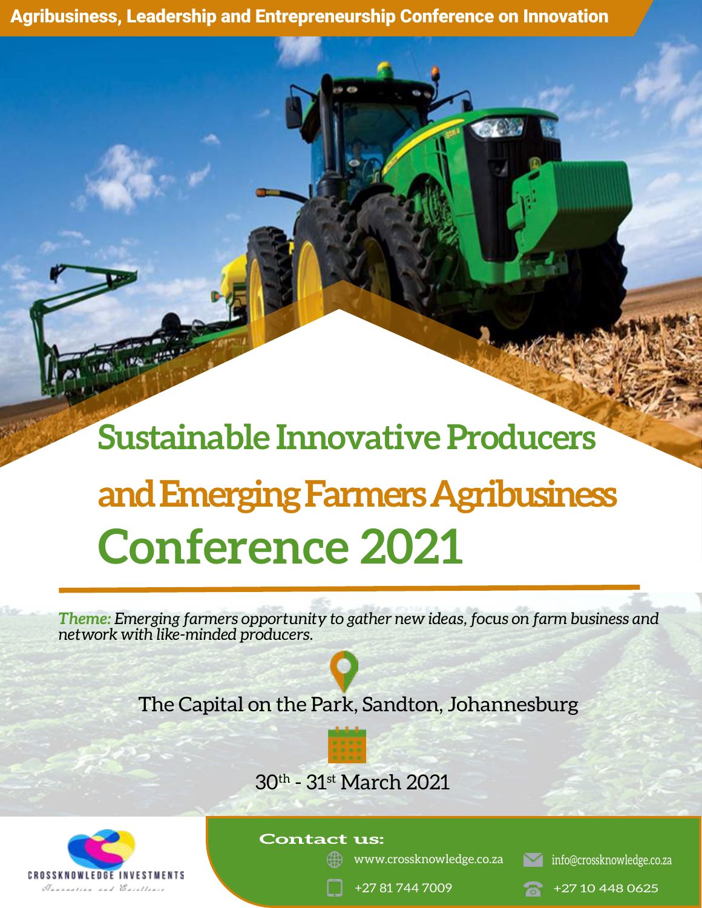Agribusiness, Leadership and Entrepreneurship Conference on Innovation

# Sustainable Innovative Producers and Emerging Farmers Agribusiness Conference 2021

***Theme:*** *Emerging farmers opportunity to gather new ideas, focus on farm business and network with like-minded producers.*

The Capital on the Park, Sandton, Johannesburg

30th - 31st March 2021

CROSSKNOWLEDGE INVESTMENTS

Innovation and Excellence

**Contact us:**

www.crossknowledge.co.za

info@crossknowledge.co.za

+27 81 744 7009

+27 10 448 0625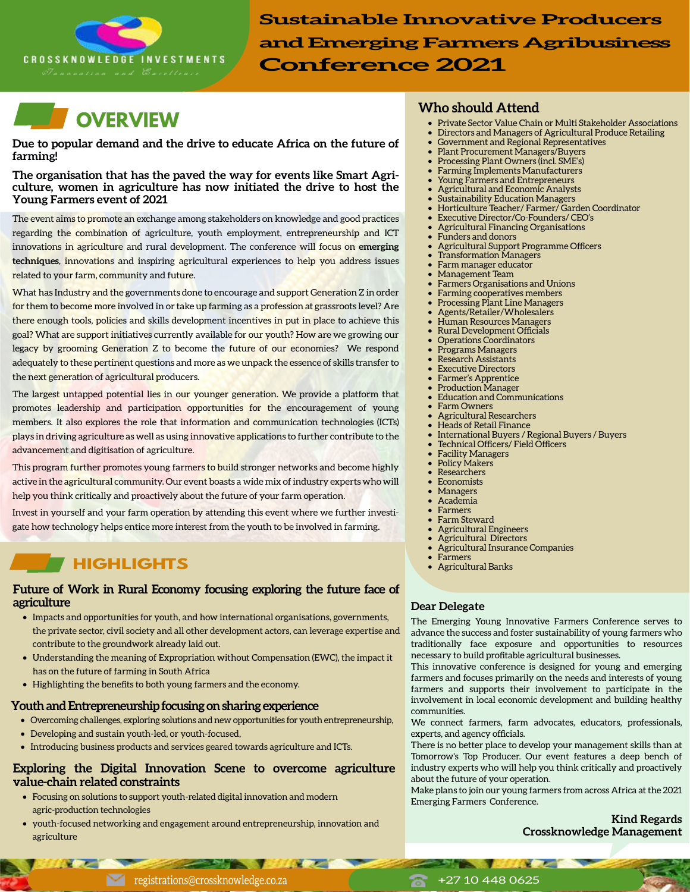# Sustainable Innovative Producers and Emerging Farmers Agribusiness Conference 2021

CROSSKNOWLEDGE INVESTMENTS
*Innovation and Excellence*

## OVERVIEW

**Due to popular demand and the drive to educate Africa on the future of farming!**

**The organisation that has the paved the way for events like Smart Agriculture, women in agriculture has now initiated the drive to host the Young Farmers event of 2021**

The event aims to promote an exchange among stakeholders on knowledge and good practices regarding the combination of agriculture, youth employment, entrepreneurship and ICT innovations in agriculture and rural development. The conference will focus on **emerging techniques**, innovations and inspiring agricultural experiences to help you address issues related to your farm, community and future.

What has Industry and the governments done to encourage and support Generation Z in order for them to become more involved in or take up farming as a profession at grassroots level? Are there enough tools, policies and skills development incentives in put in place to achieve this goal? What are support initiatives currently available for our youth? How are we growing our legacy by grooming Generation Z to become the future of our economies? We respond adequately to these pertinent questions and more as we unpack the essence of skills transfer to the next generation of agricultural producers.

The largest untapped potential lies in our younger generation. We provide a platform that promotes leadership and participation opportunities for the encouragement of young members. It also explores the role that information and communication technologies (ICTs) plays in driving agriculture as well as using innovative applications to further contribute to the advancement and digitisation of agriculture.

This program further promotes young farmers to build stronger networks and become highly active in the agricultural community. Our event boasts a wide mix of industry experts who will help you think critically and proactively about the future of your farm operation.

Invest in yourself and your farm operation by attending this event where we further investigate how technology helps entice more interest from the youth to be involved in farming.

## HIGHLIGHTS

### Future of Work in Rural Economy focusing exploring the future face of agriculture

- Impacts and opportunities for youth, and how international organisations, governments, the private sector, civil society and all other development actors, can leverage expertise and contribute to the groundwork already laid out.
- Understanding the meaning of Expropriation without Compensation (EWC), the impact it has on the future of farming in South Africa
- Highlighting the benefits to both young farmers and the economy.

### Youth and Entrepreneurship focusing on sharing experience

- Overcoming challenges, exploring solutions and new opportunities for youth entrepreneurship,
- Developing and sustain youth-led, or youth-focused,
- Introducing business products and services geared towards agriculture and ICTs.

### Exploring the Digital Innovation Scene to overcome agriculture value-chain related constraints

- Focusing on solutions to support youth-related digital innovation and modern agric-production technologies
- youth-focused networking and engagement around entrepreneurship, innovation and agriculture

## Who should Attend

- Private Sector Value Chain or Multi Stakeholder Associations
- Directors and Managers of Agricultural Produce Retailing
- Government and Regional Representatives
- Plant Procurement Managers/Buyers
- Processing Plant Owners (incl. SME's)
- Farming Implements Manufacturers
- Young Farmers and Entrepreneurs
- Agricultural and Economic Analysts
- Sustainability Education Managers
- Horticulture Teacher/ Farmer/ Garden Coordinator
- Executive Director/Co-Founders/ CEO's
- Agricultural Financing Organisations
- Funders and donors
- Agricultural Support Programme Officers
- Transformation Managers
- Farm manager educator
- Management Team
- Farmers Organisations and Unions
- Farming cooperatives members
- Processing Plant Line Managers
- Agents/Retailer/Wholesalers
- Human Resources Managers
- Rural Development Officials
- Operations Coordinators
- Programs Managers
- Research Assistants
- Executive Directors
- Farmer's Apprentice
- Production Manager
- Education and Communications
- Farm Owners
- Agricultural Researchers
- Heads of Retail Finance
- International Buyers / Regional Buyers / Buyers
- Technical Officers/ Field Officers
- Facility Managers
- Policy Makers
- Researchers
- Economists
- Managers
- Academia
- Farmers
- Farm Steward
- Agricultural Engineers
- Agricultural Directors
- Agricultural Insurance Companies
- Farmers
- Agricultural Banks

## Dear Delegate

The Emerging Young Innovative Farmers Conference serves to advance the success and foster sustainability of young farmers who traditionally face exposure and opportunities to resources necessary to build profitable agricultural businesses.

This innovative conference is designed for young and emerging farmers and focuses primarily on the needs and interests of young farmers and supports their involvement to participate in the involvement in local economic development and building healthy communities.

We connect farmers, farm advocates, educators, professionals, experts, and agency officials.

There is no better place to develop your management skills than at Tomorrow's Top Producer. Our event features a deep bench of industry experts who will help you think critically and proactively about the future of your operation.

Make plans to join our young farmers from across Africa at the 2021 Emerging Farmers Conference.

**Kind Regards**
**Crossknowledge Management**

registrations@crossknowledge.co.za | +27 10 448 0625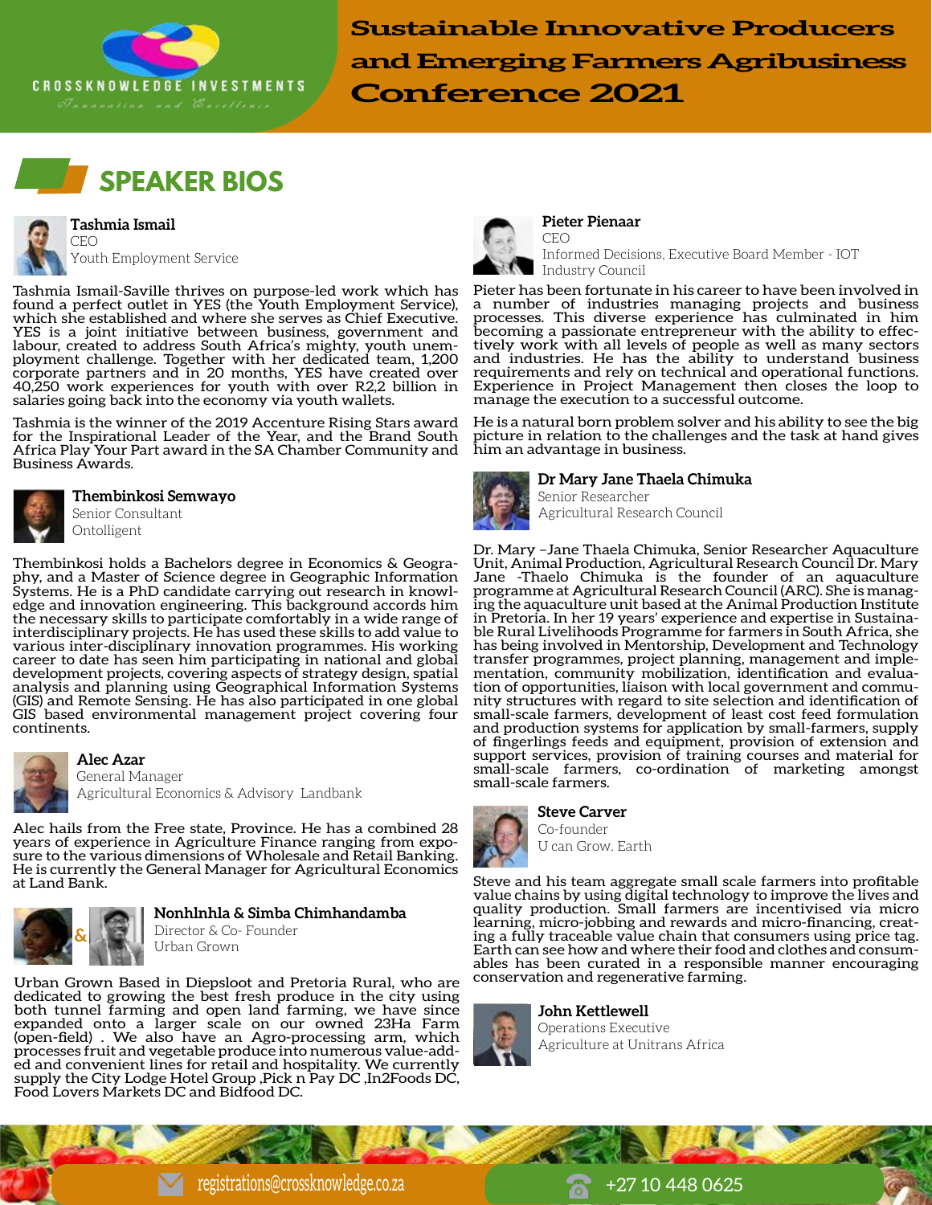# SPEAKER BIOS

**Tashmia Ismail**
CEO
Youth Employment Service

Tashmia Ismail-Saville thrives on purpose-led work which has found a perfect outlet in YES (the Youth Employment Service), which she established and where she serves as Chief Executive. YES is a joint initiative between business, government and labour, created to address South Africa's mighty, youth unemployment challenge. Together with her dedicated team, 1,200 corporate partners and in 20 months, YES have created over 40,250 work experiences for youth with over R2,2 billion in salaries going back into the economy via youth wallets.

Tashmia is the winner of the 2019 Accenture Rising Stars award for the Inspirational Leader of the Year, and the Brand South Africa Play Your Part award in the SA Chamber Community and Business Awards.

**Thembinkosi Semwayo**
Senior Consultant
Ontolligent

Thembinkosi holds a Bachelors degree in Economics & Geography, and a Master of Science degree in Geographic Information Systems. He is a PhD candidate carrying out research in knowledge and innovation engineering. This background accords him the necessary skills to participate comfortably in a wide range of interdisciplinary projects. He has used these skills to add value to various inter-disciplinary innovation programmes. His working career to date has seen him participating in national and global development projects, covering aspects of strategy design, spatial analysis and planning using Geographical Information Systems (GIS) and Remote Sensing. He has also participated in one global GIS based environmental management project covering four continents.

**Alec Azar**
General Manager
Agricultural Economics & Advisory Landbank

Alec hails from the Free state, Province. He has a combined 28 years of experience in Agriculture Finance ranging from exposure to the various dimensions of Wholesale and Retail Banking. He is currently the General Manager for Agricultural Economics at Land Bank.

**Nonhlnhla & Simba Chimhandamba**
Director & Co- Founder
Urban Grown

Urban Grown Based in Diepsloot and Pretoria Rural, who are dedicated to growing the best fresh produce in the city using both tunnel farming and open land farming, we have since expanded onto a larger scale on our owned 23Ha Farm (open-field) . We also have an Agro-processing arm, which processes fruit and vegetable produce into numerous value-added and convenient lines for retail and hospitality. We currently supply the City Lodge Hotel Group ,Pick n Pay DC ,In2Foods DC, Food Lovers Markets DC and Bidfood DC.

**Pieter Pienaar**
CEO
Informed Decisions, Executive Board Member - IOT Industry Council

Pieter has been fortunate in his career to have been involved in a number of industries managing projects and business processes. This diverse experience has culminated in him becoming a passionate entrepreneur with the ability to effectively work with all levels of people as well as many sectors and industries. He has the ability to understand business requirements and rely on technical and operational functions. Experience in Project Management then closes the loop to manage the execution to a successful outcome.

He is a natural born problem solver and his ability to see the big picture in relation to the challenges and the task at hand gives him an advantage in business.

**Dr Mary Jane Thaela Chimuka**
Senior Researcher
Agricultural Research Council

Dr. Mary –Jane Thaela Chimuka, Senior Researcher Aquaculture Unit, Animal Production, Agricultural Research Council Dr. Mary Jane -Thaelo Chimuka is the founder of an aquaculture programme at Agricultural Research Council (ARC). She is managing the aquaculture unit based at the Animal Production Institute in Pretoria. In her 19 years' experience and expertise in Sustainable Rural Livelihoods Programme for farmers in South Africa, she has being involved in Mentorship, Development and Technology transfer programmes, project planning, management and implementation, community mobilization, identification and evaluation of opportunities, liaison with local government and community structures with regard to site selection and identification of small-scale farmers, development of least cost feed formulation and production systems for application by small-farmers, supply of fingerlings feeds and equipment, provision of extension and support services, provision of training courses and material for small-scale farmers, co-ordination of marketing amongst small-scale farmers.

**Steve Carver**
Co-founder
U can Grow. Earth

Steve and his team aggregate small scale farmers into profitable value chains by using digital technology to improve the lives and quality production. Small farmers are incentivised via micro learning, micro-jobbing and rewards and micro-financing, creating a fully traceable value chain that consumers using price tag. Earth can see how and where their food and clothes and consumables has been curated in a responsible manner encouraging conservation and regenerative farming.

**John Kettlewell**
Operations Executive
Agriculture at Unitrans Africa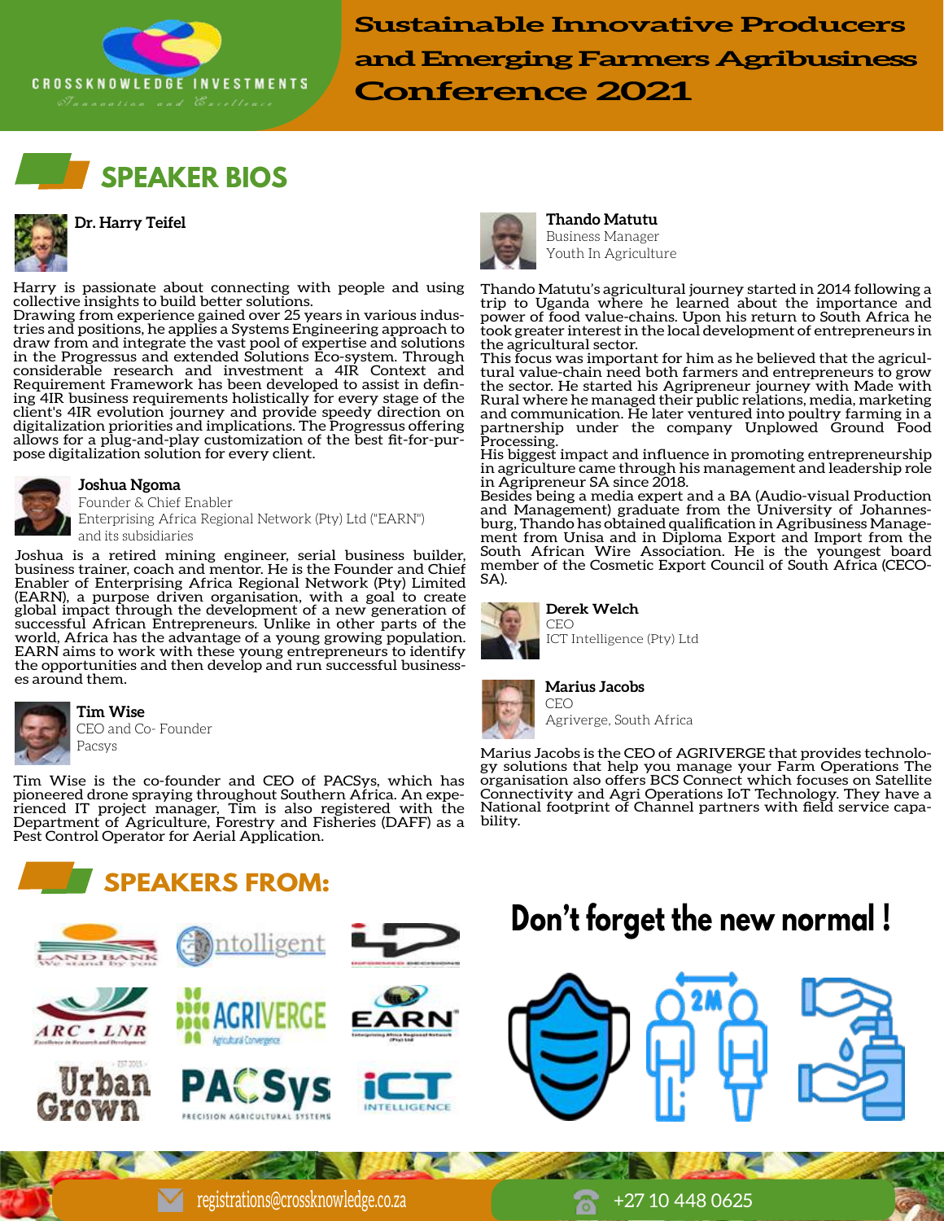# Sustainable Innovative Producers and Emerging Farmers Agribusiness Conference 2021

## SPEAKER BIOS

**Dr. Harry Teifel**

Harry is passionate about connecting with people and using collective insights to build better solutions.
Drawing from experience gained over 25 years in various industries and positions, he applies a Systems Engineering approach to draw from and integrate the vast pool of expertise and solutions in the Progressus and extended Solutions Eco-system. Through considerable research and investment a 4IR Context and Requirement Framework has been developed to assist in defining 4IR business requirements holistically for every stage of the client's 4IR evolution journey and provide speedy direction on digitalization priorities and implications. The Progressus offering allows for a plug-and-play customization of the best fit-for-purpose digitalization solution for every client.

**Joshua Ngoma**
Founder & Chief Enabler
Enterprising Africa Regional Network (Pty) Ltd ("EARN") and its subsidiaries

Joshua is a retired mining engineer, serial business builder, business trainer, coach and mentor. He is the Founder and Chief Enabler of Enterprising Africa Regional Network (Pty) Limited (EARN), a purpose driven organisation, with a goal to create global impact through the development of a new generation of successful African Entrepreneurs. Unlike in other parts of the world, Africa has the advantage of a young growing population. EARN aims to work with these young entrepreneurs to identify the opportunities and then develop and run successful businesses around them.

**Tim Wise**
CEO and Co- Founder
Pacsys

Tim Wise is the co-founder and CEO of PACSys, which has pioneered drone spraying throughout Southern Africa. An experienced IT project manager, Tim is also registered with the Department of Agriculture, Forestry and Fisheries (DAFF) as a Pest Control Operator for Aerial Application.

**Thando Matutu**
Business Manager
Youth In Agriculture

Thando Matutu's agricultural journey started in 2014 following a trip to Uganda where he learned about the importance and power of food value-chains. Upon his return to South Africa he took greater interest in the local development of entrepreneurs in the agricultural sector.
This focus was important for him as he believed that the agricultural value-chain need both farmers and entrepreneurs to grow the sector. He started his Agripreneur journey with Made with Rural where he managed their public relations, media, marketing and communication. He later ventured into poultry farming in a partnership under the company Unplowed Ground Food Processing.
His biggest impact and influence in promoting entrepreneurship in agriculture came through his management and leadership role in Agripreneur SA since 2018.
Besides being a media expert and a BA (Audio-visual Production and Management) graduate from the University of Johannesburg, Thando has obtained qualification in Agribusiness Management from Unisa and in Diploma Export and Import from the South African Wire Association. He is the youngest board member of the Cosmetic Export Council of South Africa (CECOSA).

**Derek Welch**
CEO
ICT Intelligence (Pty) Ltd

**Marius Jacobs**
CEO
Agriverge, South Africa

Marius Jacobs is the CEO of AGRIVERGE that provides technology solutions that help you manage your Farm Operations The organisation also offers BCS Connect which focuses on Satellite Connectivity and Agri Operations IoT Technology. They have a National footprint of Channel partners with field service capability.

## SPEAKERS FROM:

Land Bank, Ontolligent, Informed Decisions, ARC • LNR, Agriverge, EARN, Urban Grown, PACSys, ICT Intelligence

## Don't forget the new normal !

registrations@crossknowledge.co.za | +27 10 448 0625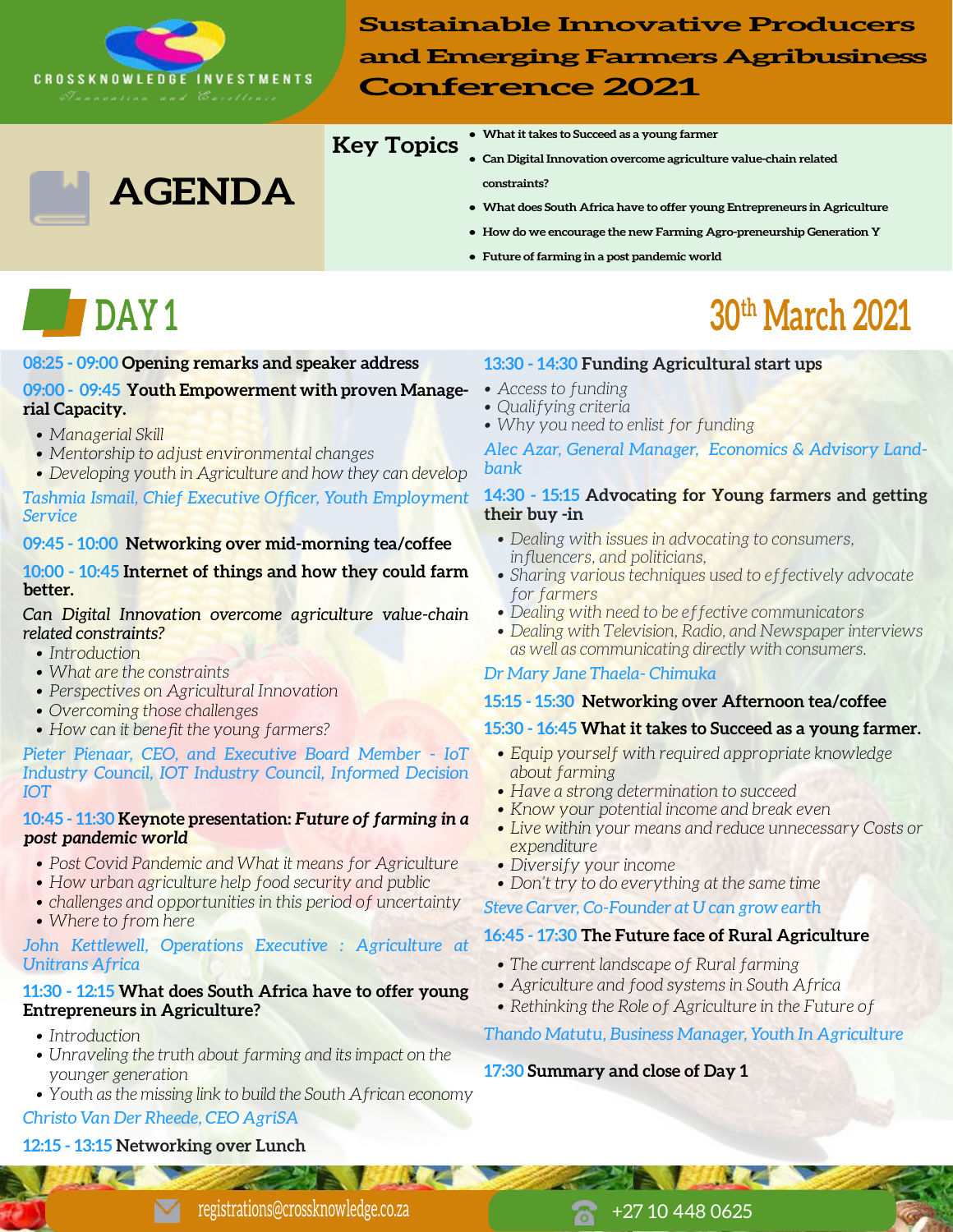CROSSKNOWLEDGE INVESTMENTS

*Innovation and Excellence*

# Sustainable Innovative Producers and Emerging Farmers Agribusiness Conference 2021

# AGENDA

**Key Topics**

- **What it takes to Succeed as a young farmer**
- **Can Digital Innovation overcome agriculture value-chain related constraints?**
- **What does South Africa have to offer young Entrepreneurs in Agriculture**
- **How do we encourage the new Farming Agro-preneurship Generation Y**
- **Future of farming in a post pandemic world**

## DAY 1

## 30th March 2021

**08:25 - 09:00 Opening remarks and speaker address**

**09:00 - 09:45 Youth Empowerment with proven Managerial Capacity.**

- *Managerial Skill*
- *Mentorship to adjust environmental changes*
- *Developing youth in Agriculture and how they can develop*

*Tashmia Ismail, Chief Executive Officer, Youth Employment Service*

**09:45 - 10:00 Networking over mid-morning tea/coffee**

**10:00 - 10:45 Internet of things and how they could farm better.**

*Can Digital Innovation overcome agriculture value-chain related constraints?*

- *Introduction*
- *What are the constraints*
- *Perspectives on Agricultural Innovation*
- *Overcoming those challenges*
- *How can it benefit the young farmers?*

*Pieter Pienaar, CEO, and Executive Board Member - IoT Industry Council, IOT Industry Council, Informed Decision IOT*

**10:45 - 11:30 Keynote presentation: *Future of farming in a post pandemic world***

- *Post Covid Pandemic and What it means for Agriculture*
- *How urban agriculture help food security and public*
- *challenges and opportunities in this period of uncertainty*
- *Where to from here*

*John Kettlewell, Operations Executive : Agriculture at Unitrans Africa*

**11:30 - 12:15 What does South Africa have to offer young Entrepreneurs in Agriculture?**

- *Introduction*
- *Unraveling the truth about farming and its impact on the younger generation*
- *Youth as the missing link to build the South African economy*

*Christo Van Der Rheede, CEO AgriSA*

**12:15 - 13:15 Networking over Lunch**

**13:30 - 14:30 Funding Agricultural start ups**

- *Access to funding*
- *Qualifying criteria*
- *Why you need to enlist for funding*

*Alec Azar, General Manager, Economics & Advisory Land-bank*

**14:30 - 15:15 Advocating for Young farmers and getting their buy -in**

- *Dealing with issues in advocating to consumers, influencers, and politicians,*
- *Sharing various techniques used to effectively advocate for farmers*
- *Dealing with need to be effective communicators*
- *Dealing with Television, Radio, and Newspaper interviews as well as communicating directly with consumers.*

*Dr Mary Jane Thaela- Chimuka*

**15:15 - 15:30 Networking over Afternoon tea/coffee**

**15:30 - 16:45 What it takes to Succeed as a young farmer.**

- *Equip yourself with required appropriate knowledge about farming*
- *Have a strong determination to succeed*
- *Know your potential income and break even*
- *Live within your means and reduce unnecessary Costs or expenditure*
- *Diversify your income*
- *Don't try to do everything at the same time*

*Steve Carver, Co-Founder at U can grow earth*

**16:45 - 17:30 The Future face of Rural Agriculture**

- *The current landscape of Rural farming*
- *Agriculture and food systems in South Africa*
- *Rethinking the Role of Agriculture in the Future of*

*Thando Matutu, Business Manager, Youth In Agriculture*

**17:30 Summary and close of Day 1**

registrations@crossknowledge.co.za

+27 10 448 0625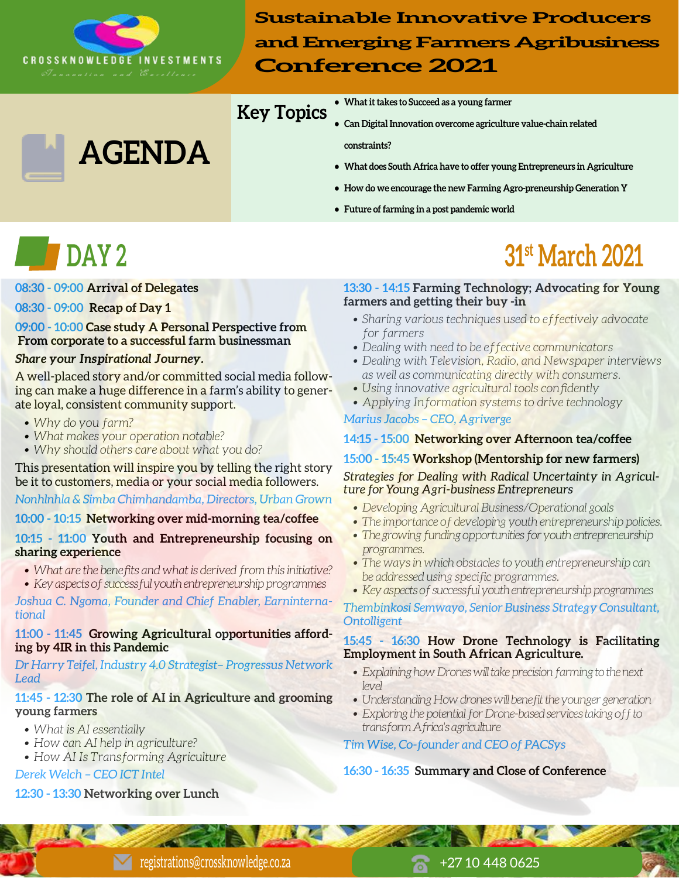CROSSKNOWLEDGE INVESTMENTS

*Innovation and Excellence*

# Sustainable Innovative Producers and Emerging Farmers Agribusiness Conference 2021

# AGENDA

## Key Topics

- **What it takes to Succeed as a young farmer**
- **Can Digital Innovation overcome agriculture value-chain related constraints?**
- **What does South Africa have to offer young Entrepreneurs in Agriculture**
- **How do we encourage the new Farming Agro-preneurship Generation Y**
- **Future of farming in a post pandemic world**

## DAY 2

## 31st March 2021

**08:30 - 09:00 Arrival of Delegates**

**08:30 - 09:00 Recap of Day 1**

**09:00 - 10:00 Case study A Personal Perspective from From corporate to a successful farm businessman**

***Share your Inspirational Journey.***

A well-placed story and/or committed social media following can make a huge difference in a farm's ability to generate loyal, consistent community support.

- *Why do you farm?*
- *What makes your operation notable?*
- *Why should others care about what you do?*

This presentation will inspire you by telling the right story be it to customers, media or your social media followers.

*Nonhlnhla & Simba Chimhandamba, Directors, Urban Grown*

**10:00 - 10:15 Networking over mid-morning tea/coffee**

**10:15 - 11:00 Youth and Entrepreneurship focusing on sharing experience**

- *What are the benefits and what is derived from this initiative?*
- *Key aspects of successful youth entrepreneurship programmes*

*Joshua C. Ngoma, Founder and Chief Enabler, Earninternational*

**11:00 - 11:45 Growing Agricultural opportunities affording by 4IR in this Pandemic**

*Dr Harry Teifel, Industry 4.0 Strategist– Progressus Network Lead*

**11:45 - 12:30 The role of AI in Agriculture and grooming young farmers**

- *What is AI essentially*
- *How can AI help in agriculture?*
- *How AI Is Transforming Agriculture*

*Derek Welch – CEO ICT Intel*

**12:30 - 13:30 Networking over Lunch**

**13:30 - 14:15 Farming Technology; Advocating for Young farmers and getting their buy -in**

- *Sharing various techniques used to effectively advocate for farmers*
- *Dealing with need to be effective communicators*
- *Dealing with Television, Radio, and Newspaper interviews as well as communicating directly with consumers.*
- *Using innovative agricultural tools confidently*
- *Applying Information systems to drive technology*

*Marius Jacobs – CEO, Agriverge*

**14:15 - 15:00 Networking over Afternoon tea/coffee**

**15:00 - 15:45 Workshop (Mentorship for new farmers)**

*Strategies for Dealing with Radical Uncertainty in Agriculture for Young Agri-business Entrepreneurs*

- *Developing Agricultural Business/Operational goals*
- *The importance of developing youth entrepreneurship policies.*
- *The growing funding opportunities for youth entrepreneurship programmes.*
- *The ways in which obstacles to youth entrepreneurship can be addressed using specific programmes.*
- *Key aspects of successful youth entrepreneurship programmes*

*Thembinkosi Semwayo, Senior Business Strategy Consultant, Ontolligent*

**15:45 - 16:30 How Drone Technology is Facilitating Employment in South African Agriculture.**

- *Explaining how Drones will take precision farming to the next level*
- *Understanding How drones will benefit the younger generation*
- *Exploring the potential for Drone-based services taking off to transform Africa's agriculture*

*Tim Wise, Co-founder and CEO of PACSys*

**16:30 - 16:35 Summary and Close of Conference**

registrations@crossknowledge.co.za | +27 10 448 0625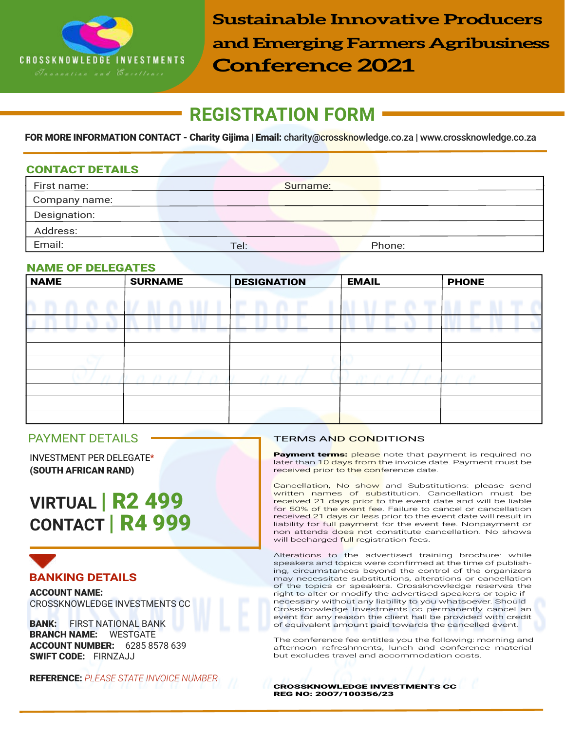CROSSKNOWLEDGE INVESTMENTS

*Innovation and Excellence*

# Sustainable Innovative Producers and Emerging Farmers Agribusiness Conference 2021

## REGISTRATION FORM

**FOR MORE INFORMATION CONTACT - Charity Gijima | Email:** charity@crossknowledge.co.za | www.crossknowledge.co.za

### CONTACT DETAILS

| | | |
|---|---|---|
| First name: | Surname: | |
| Company name: | | |
| Designation: | | |
| Address: | | |
| Email: | Tel: | Phone: |

### NAME OF DELEGATES

| NAME | SURNAME | DESIGNATION | EMAIL | PHONE |
|---|---|---|---|---|
| | | | | |
| | | | | |
| | | | | |
| | | | | |
| | | | | |
| | | | | |
| | | | | |
| | | | | |
| | | | | |
| | | | | |

### PAYMENT DETAILS

INVESTMENT PER DELEGATE*
**(SOUTH AFRICAN RAND)**

**VIRTUAL | R2 499**
**CONTACT | R4 999**

### BANKING DETAILS

**ACCOUNT NAME:**
CROSSKNOWLEDGE INVESTMENTS CC

**BANK:** FIRST NATIONAL BANK
**BRANCH NAME:** WESTGATE
**ACCOUNT NUMBER:** 6285 8578 639
**SWIFT CODE:** FIRNZAJJ

**REFERENCE:** *PLEASE STATE INVOICE NUMBER*

### TERMS AND CONDITIONS

**Payment terms:** please note that payment is required no later than 10 days from the invoice date. Payment must be received prior to the conference date.

Cancellation, No show and Substitutions: please send written names of substitution. Cancellation must be received 21 days prior to the event date and will be liable for 50% of the event fee. Failure to cancel or cancellation received 21 days or less prior to the event date will result in liability for full payment for the event fee. Nonpayment or non attends does not constitute cancellation. No shows will becharged full registration fees.

Alterations to the advertised training brochure: while speakers and topics were confirmed at the time of publishing, circumstances beyond the control of the organizers may necessitate substitutions, alterations or cancellation of the topics or speakers. Crossknowledge reserves the right to alter or modify the advertised speakers or topic if necessary without any liability to you whatsoever. Should Crossknowledge Investments cc permanently cancel an event for any reason the client hall be provided with credit of equivalent amount paid towards the cancelled event.

The conference fee entitles you the following: morning and afternoon refreshments, lunch and conference material but excludes travel and accommodation costs.

**CROSSKNOWLEDGE INVESTMENTS CC**
**REG NO: 2007/100356/23**